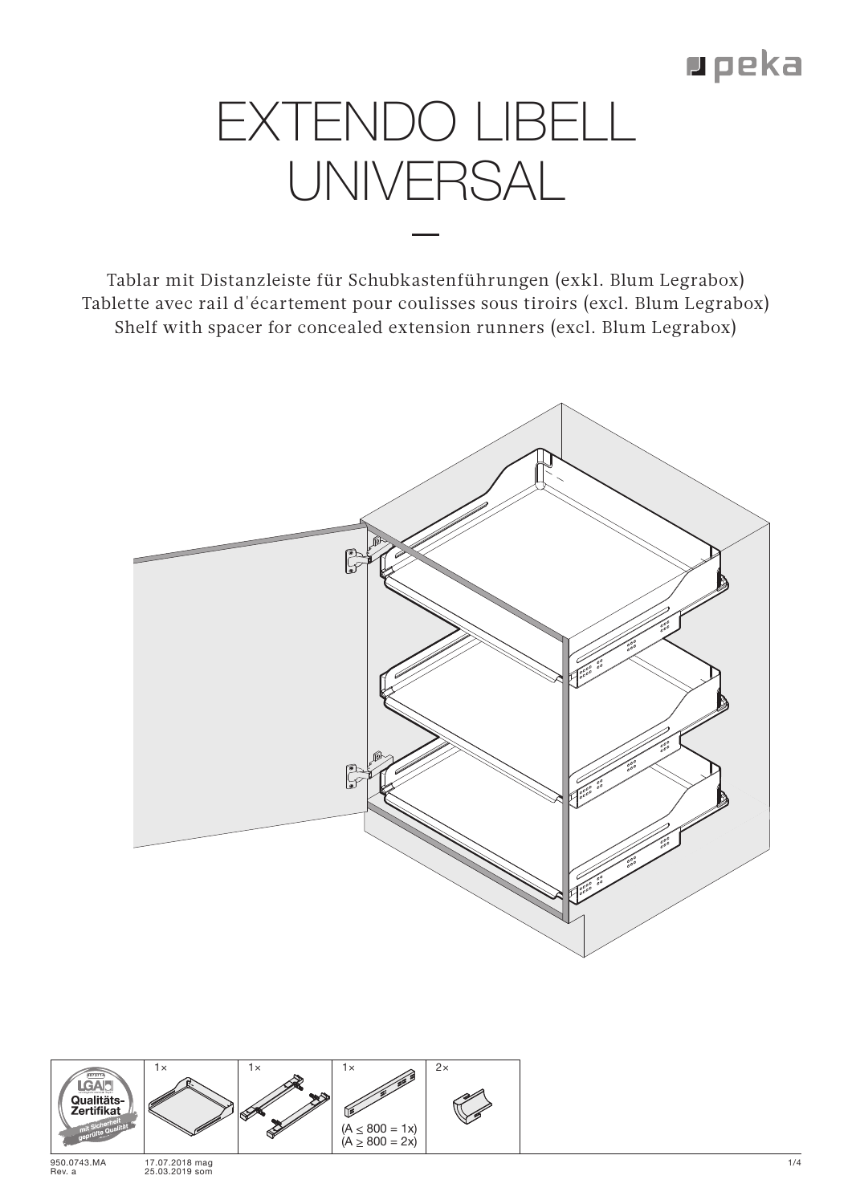# EXTENDO LIBELL UNIVERSAL

—

Tablar mit Distanzleiste für Schubkastenführungen (exkl. Blum Legrabox)
Tablette avec rail d´écartement pour coulisses sous tiroirs (excl. Blum Legrabox)
Shelf with spacer for concealed extension runners (excl. Blum Legrabox)

| LGA Qualitäts-Zertifikat – mit Sicherheit geprüfte Qualität | 1× | 1× | 1× (A ≤ 800 = 1x) (A ≥ 800 = 2x) | 2× |
|---|---|---|---|---|

950.0743.MA
Rev. a

17.07.2018 mag
25.03.2019 som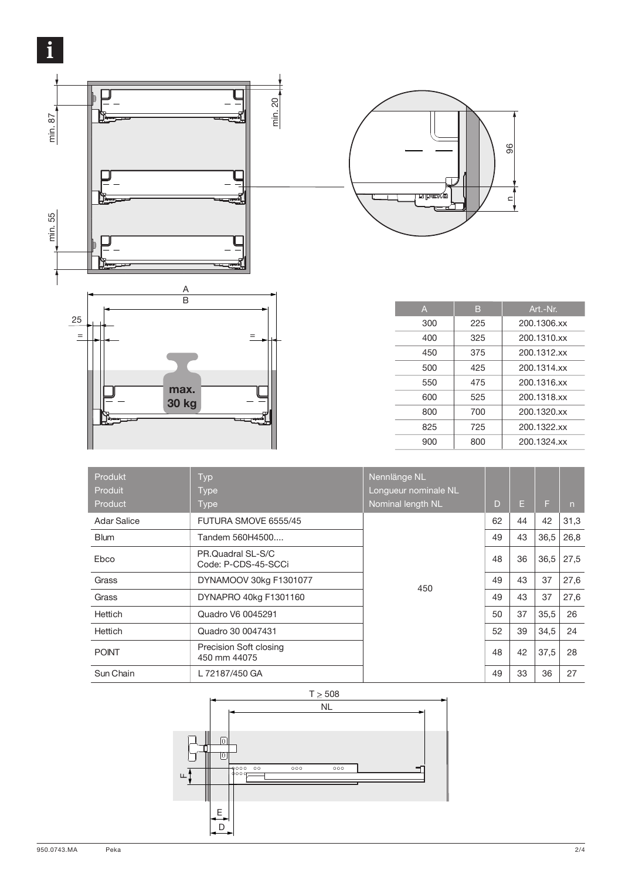| A | B | Art.-Nr. |
|---|---|---|
| 300 | 225 | 200.1306.xx |
| 400 | 325 | 200.1310.xx |
| 450 | 375 | 200.1312.xx |
| 500 | 425 | 200.1314.xx |
| 550 | 475 | 200.1316.xx |
| 600 | 525 | 200.1318.xx |
| 800 | 700 | 200.1320.xx |
| 825 | 725 | 200.1322.xx |
| 900 | 800 | 200.1324.xx |

| Produkt<br>Produit<br>Product | Typ<br>Type<br>Type | Nennlänge NL<br>Longueur nominale NL<br>Nominal length NL | D | E | F | n |
|---|---|---|---|---|---|---|
| Adar Salice | FUTURA SMOVE 6555/45 | 450 | 62 | 44 | 42 | 31,3 |
| Blum | Tandem 560H4500.... | 450 | 49 | 43 | 36,5 | 26,8 |
| Ebco | PR.Quadral SL-S/C<br>Code: P-CDS-45-SCCi | 450 | 48 | 36 | 36,5 | 27,5 |
| Grass | DYNAMOOV 30kg F1301077 | 450 | 49 | 43 | 37 | 27,6 |
| Grass | DYNAPRO 40kg F1301160 | 450 | 49 | 43 | 37 | 27,6 |
| Hettich | Quadro V6 0045291 | 450 | 50 | 37 | 35,5 | 26 |
| Hettich | Quadro 30 0047431 | 450 | 52 | 39 | 34,5 | 24 |
| POINT | Precision Soft closing<br>450 mm 44075 | 450 | 48 | 42 | 37,5 | 28 |
| Sun Chain | L 72187/450 GA | 450 | 49 | 33 | 36 | 27 |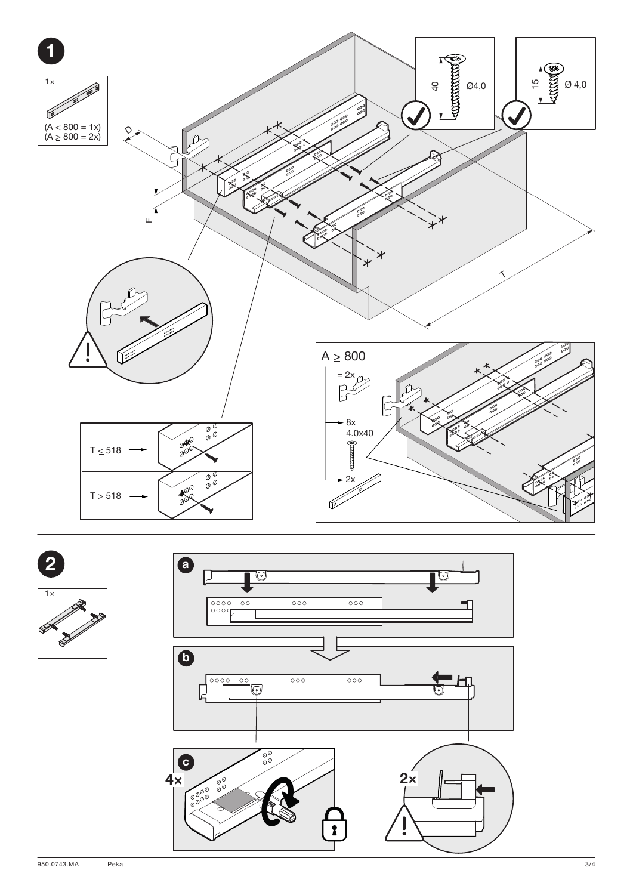**1**

1×

(A ≤ 800 = 1x)
(A ≥ 800 = 2x)

D

F

40 Ø4,0

15 Ø 4,0

T

T ≤ 518

T > 518

A ≥ 800

= 2x

8x
4.0x40

2x

**2**

1×

**a**

**b**

**c**

4×

2×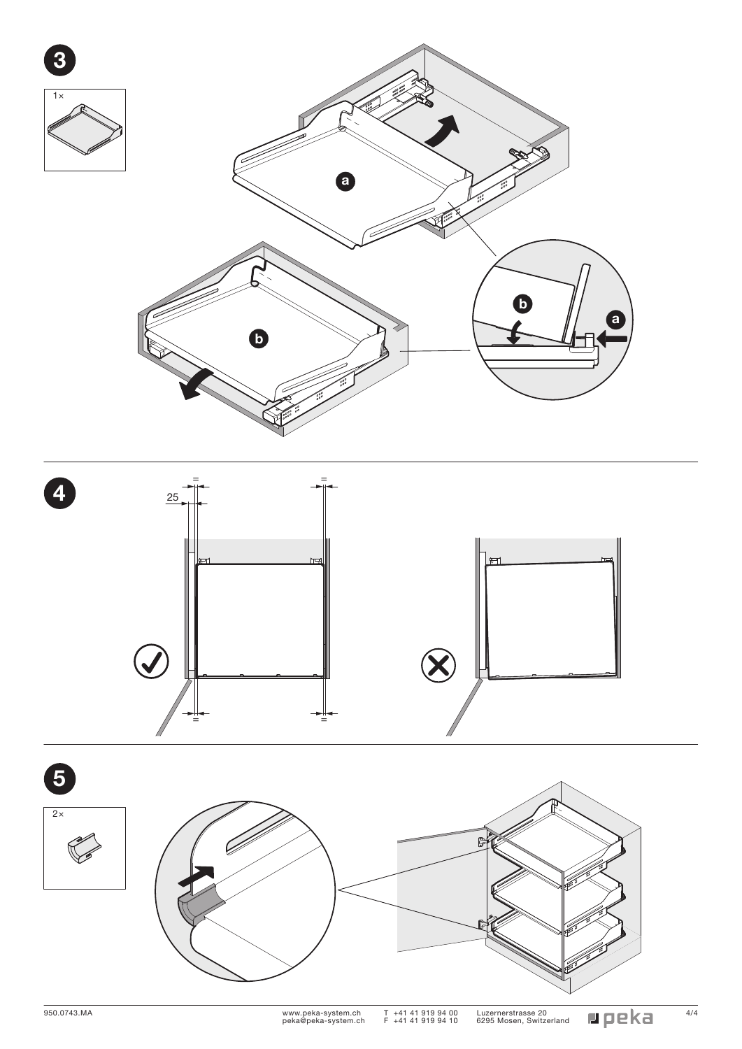**3**

1×

a

b

b

a

**4**

=

25

=

=

=

**5**

2×

950.0743.MA

www.peka-system.ch
peka@peka-system.ch

T +41 41 919 94 00
F +41 41 919 94 10

Luzernerstrasse 20
6295 Mosen, Switzerland

peka